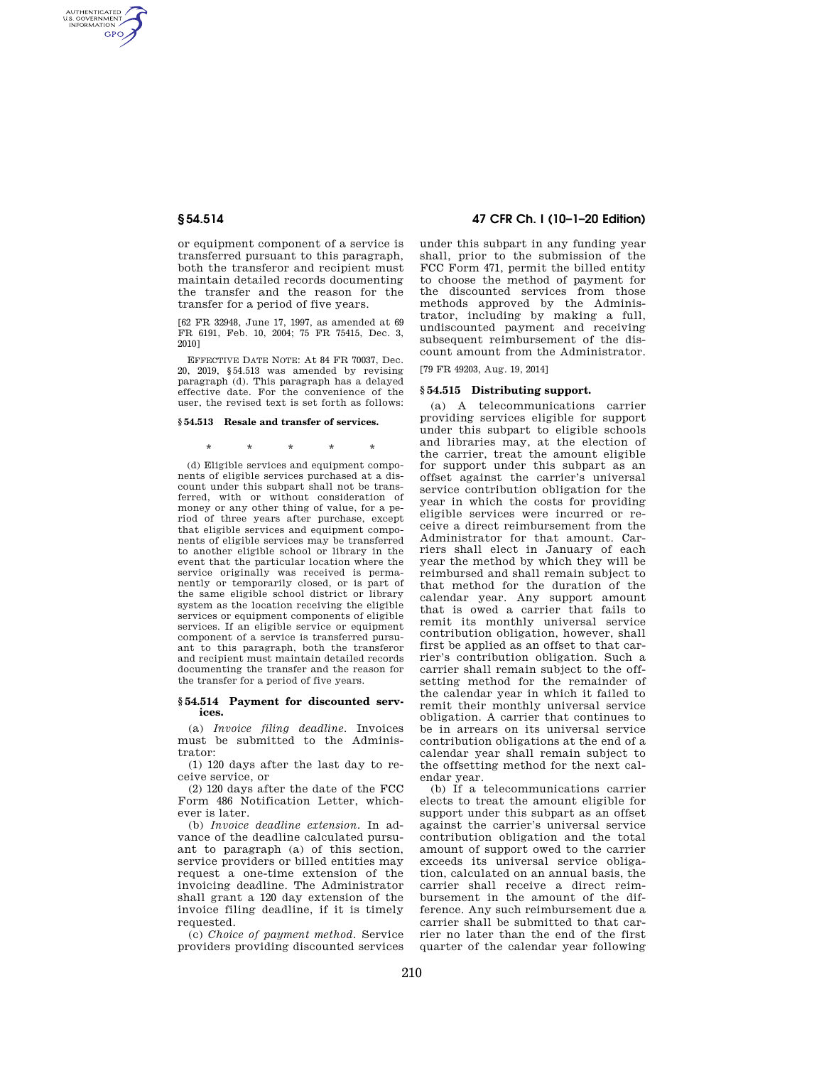or equipment component of a service is transferred pursuant to this paragraph, both the transferor and recipient must maintain detailed records documenting the transfer and the reason for the transfer for a period of five years.

[62 FR 32948, June 17, 1997, as amended at 69 FR 6191, Feb. 10, 2004; 75 FR 75415, Dec. 3, 2010]

EFFECTIVE DATE NOTE: At 84 FR 70037, Dec. 20, 2019, §54.513 was amended by revising paragraph (d). This paragraph has a delayed effective date. For the convenience of the user, the revised text is set forth as follows:

**§ 54.513 Resale and transfer of services.**

\* \* \* \* \*

(d) Eligible services and equipment components of eligible services purchased at a discount under this subpart shall not be transferred, with or without consideration of money or any other thing of value, for a period of three years after purchase, except that eligible services and equipment components of eligible services may be transferred to another eligible school or library in the event that the particular location where the service originally was received is permanently or temporarily closed, or is part of the same eligible school district or library system as the location receiving the eligible services or equipment components of eligible services. If an eligible service or equipment component of a service is transferred pursuant to this paragraph, both the transferor and recipient must maintain detailed records documenting the transfer and the reason for the transfer for a period of five years.

## § 54.514 Payment for discounted services.

(a) *Invoice filing deadline.* Invoices must be submitted to the Administrator:

(1) 120 days after the last day to receive service, or

(2) 120 days after the date of the FCC Form 486 Notification Letter, whichever is later.

(b) *Invoice deadline extension.* In advance of the deadline calculated pursuant to paragraph (a) of this section, service providers or billed entities may request a one-time extension of the invoicing deadline. The Administrator shall grant a 120 day extension of the invoice filing deadline, if it is timely requested.

(c) *Choice of payment method.* Service providers providing discounted services under this subpart in any funding year shall, prior to the submission of the FCC Form 471, permit the billed entity to choose the method of payment for the discounted services from those methods approved by the Administrator, including by making a full, undiscounted payment and receiving subsequent reimbursement of the discount amount from the Administrator.

[79 FR 49203, Aug. 19, 2014]

## § 54.515 Distributing support.

(a) A telecommunications carrier providing services eligible for support under this subpart to eligible schools and libraries may, at the election of the carrier, treat the amount eligible for support under this subpart as an offset against the carrier's universal service contribution obligation for the year in which the costs for providing eligible services were incurred or receive a direct reimbursement from the Administrator for that amount. Carriers shall elect in January of each year the method by which they will be reimbursed and shall remain subject to that method for the duration of the calendar year. Any support amount that is owed a carrier that fails to remit its monthly universal service contribution obligation, however, shall first be applied as an offset to that carrier's contribution obligation. Such a carrier shall remain subject to the offsetting method for the remainder of the calendar year in which it failed to remit their monthly universal service obligation. A carrier that continues to be in arrears on its universal service contribution obligations at the end of a calendar year shall remain subject to the offsetting method for the next calendar year.

(b) If a telecommunications carrier elects to treat the amount eligible for support under this subpart as an offset against the carrier's universal service contribution obligation and the total amount of support owed to the carrier exceeds its universal service obligation, calculated on an annual basis, the carrier shall receive a direct reimbursement in the amount of the difference. Any such reimbursement due a carrier shall be submitted to that carrier no later than the end of the first quarter of the calendar year following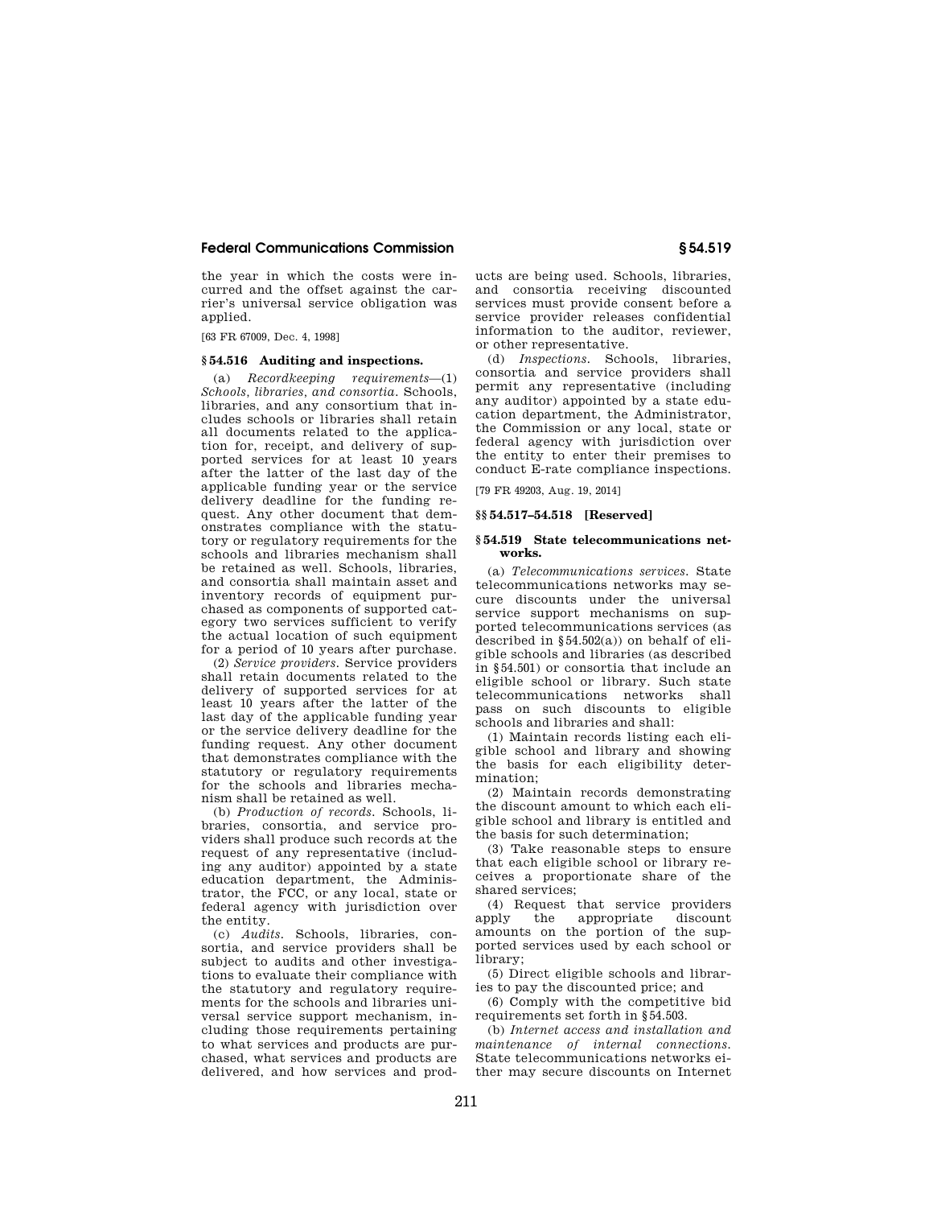the year in which the costs were incurred and the offset against the carrier's universal service obligation was applied.

[63 FR 67009, Dec. 4, 1998]

### § 54.516 Auditing and inspections.

(a) *Recordkeeping requirements*—(1) *Schools, libraries, and consortia.* Schools, libraries, and any consortium that includes schools or libraries shall retain all documents related to the application for, receipt, and delivery of supported services for at least 10 years after the latter of the last day of the applicable funding year or the service delivery deadline for the funding request. Any other document that demonstrates compliance with the statutory or regulatory requirements for the schools and libraries mechanism shall be retained as well. Schools, libraries, and consortia shall maintain asset and inventory records of equipment purchased as components of supported category two services sufficient to verify the actual location of such equipment for a period of 10 years after purchase.

(2) *Service providers.* Service providers shall retain documents related to the delivery of supported services for at least 10 years after the latter of the last day of the applicable funding year or the service delivery deadline for the funding request. Any other document that demonstrates compliance with the statutory or regulatory requirements for the schools and libraries mechanism shall be retained as well.

(b) *Production of records.* Schools, libraries, consortia, and service providers shall produce such records at the request of any representative (including any auditor) appointed by a state education department, the Administrator, the FCC, or any local, state or federal agency with jurisdiction over the entity.

(c) *Audits.* Schools, libraries, consortia, and service providers shall be subject to audits and other investigations to evaluate their compliance with the statutory and regulatory requirements for the schools and libraries universal service support mechanism, including those requirements pertaining to what services and products are purchased, what services and products are delivered, and how services and products are being used. Schools, libraries, and consortia receiving discounted services must provide consent before a service provider releases confidential information to the auditor, reviewer, or other representative.

(d) *Inspections.* Schools, libraries, consortia and service providers shall permit any representative (including any auditor) appointed by a state education department, the Administrator, the Commission or any local, state or federal agency with jurisdiction over the entity to enter their premises to conduct E-rate compliance inspections.

[79 FR 49203, Aug. 19, 2014]

### §§ 54.517–54.518 [Reserved]

### § 54.519 State telecommunications networks.

(a) *Telecommunications services.* State telecommunications networks may secure discounts under the universal service support mechanisms on supported telecommunications services (as described in § 54.502(a)) on behalf of eligible schools and libraries (as described in § 54.501) or consortia that include an eligible school or library. Such state telecommunications networks shall pass on such discounts to eligible schools and libraries and shall:

(1) Maintain records listing each eligible school and library and showing the basis for each eligibility determination;

(2) Maintain records demonstrating the discount amount to which each eligible school and library is entitled and the basis for such determination;

(3) Take reasonable steps to ensure that each eligible school or library receives a proportionate share of the shared services;

(4) Request that service providers apply the appropriate discount amounts on the portion of the supported services used by each school or library;

(5) Direct eligible schools and libraries to pay the discounted price; and

(6) Comply with the competitive bid requirements set forth in § 54.503.

(b) *Internet access and installation and maintenance of internal connections.* State telecommunications networks either may secure discounts on Internet